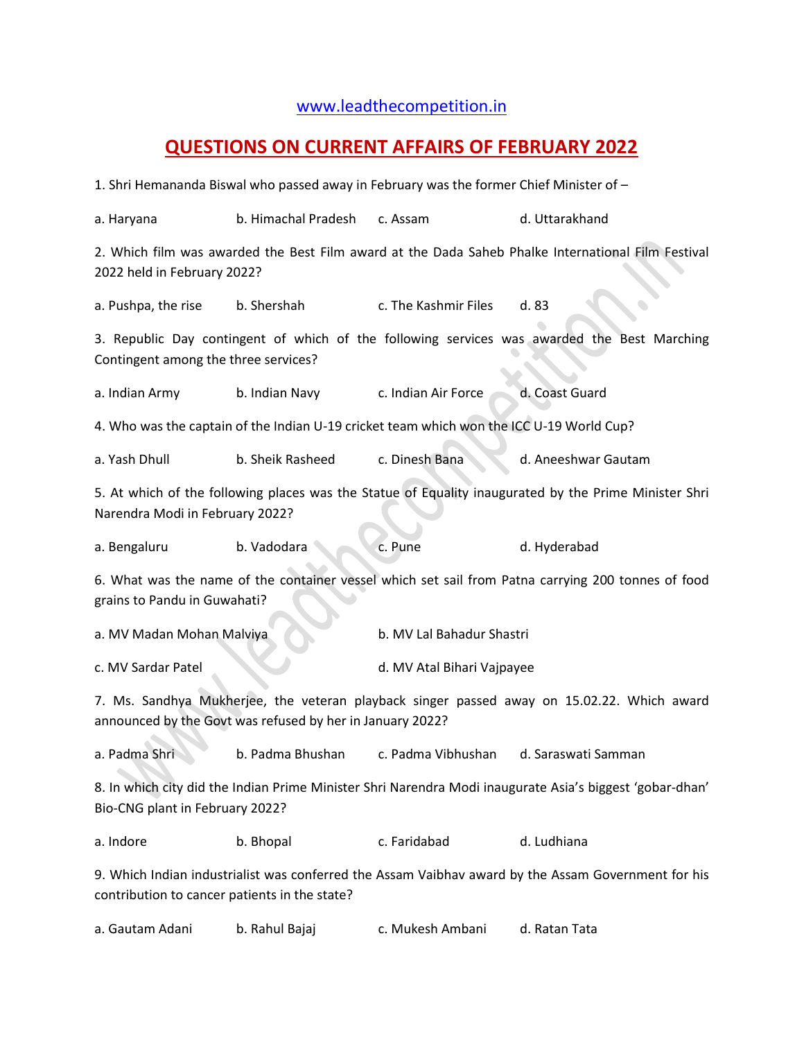www.leadthecompetition.in

# QUESTIONS ON CURRENT AFFAIRS OF FEBRUARY 2022

1. Shri Hemananda Biswal who passed away in February was the former Chief Minister of –

a. Haryana b. Himachal Pradesh c. Assam d. Uttarakhand

2. Which film was awarded the Best Film award at the Dada Saheb Phalke International Film Festival 2022 held in February 2022?

a. Pushpa, the rise b. Shershah c. The Kashmir Files d. 83

3. Republic Day contingent of which of the following services was awarded the Best Marching Contingent among the three services?

a. Indian Army b. Indian Navy c. Indian Air Force d. Coast Guard

4. Who was the captain of the Indian U-19 cricket team which won the ICC U-19 World Cup?

a. Yash Dhull b. Sheik Rasheed c. Dinesh Bana d. Aneeshwar Gautam

5. At which of the following places was the Statue of Equality inaugurated by the Prime Minister Shri Narendra Modi in February 2022?

a. Bengaluru b. Vadodara c. Pune d. Hyderabad

6. What was the name of the container vessel which set sail from Patna carrying 200 tonnes of food grains to Pandu in Guwahati?

a. MV Madan Mohan Malviya b. MV Lal Bahadur Shastri

c. MV Sardar Patel d. MV Atal Bihari Vajpayee

7. Ms. Sandhya Mukherjee, the veteran playback singer passed away on 15.02.22. Which award announced by the Govt was refused by her in January 2022?

a. Padma Shri b. Padma Bhushan c. Padma Vibhushan d. Saraswati Samman

8. In which city did the Indian Prime Minister Shri Narendra Modi inaugurate Asia's biggest 'gobar-dhan' Bio-CNG plant in February 2022?

a. Indore b. Bhopal c. Faridabad d. Ludhiana

9. Which Indian industrialist was conferred the Assam Vaibhav award by the Assam Government for his contribution to cancer patients in the state?

a. Gautam Adani b. Rahul Bajaj c. Mukesh Ambani d. Ratan Tata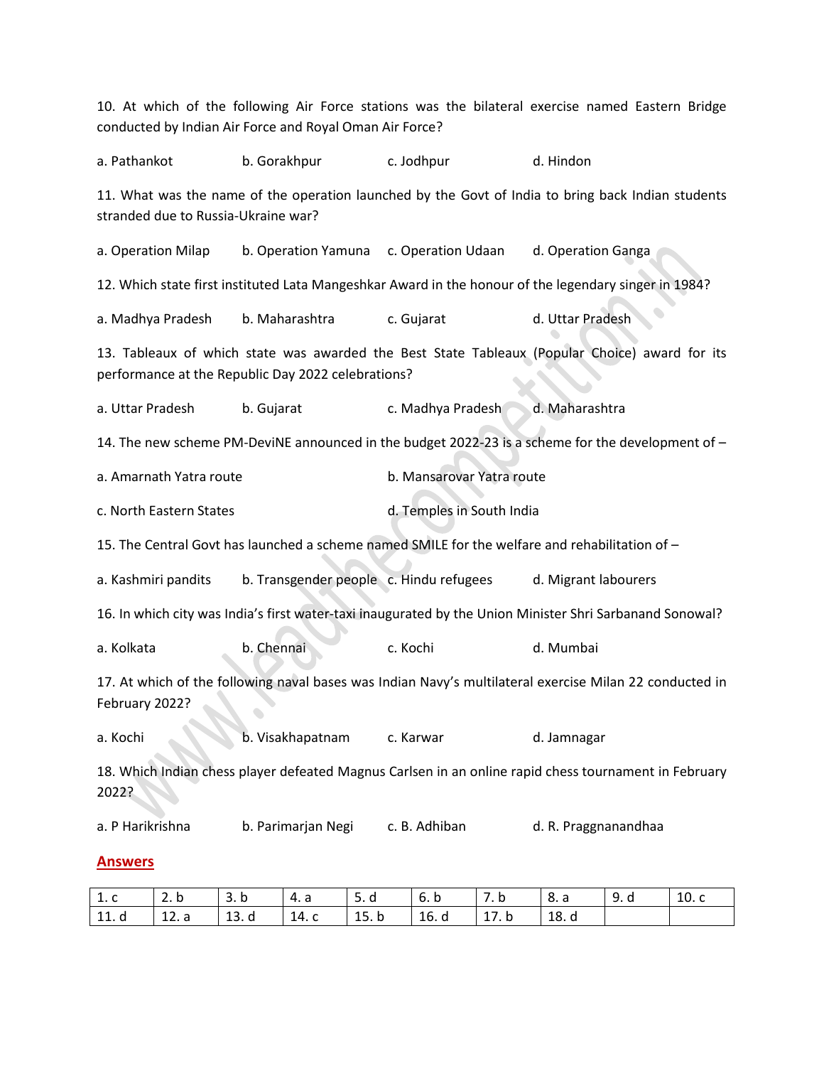10. At which of the following Air Force stations was the bilateral exercise named Eastern Bridge conducted by Indian Air Force and Royal Oman Air Force?

a. Pathankot  b. Gorakhpur  c. Jodhpur  d. Hindon

11. What was the name of the operation launched by the Govt of India to bring back Indian students stranded due to Russia-Ukraine war?

a. Operation Milap  b. Operation Yamuna  c. Operation Udaan  d. Operation Ganga

12. Which state first instituted Lata Mangeshkar Award in the honour of the legendary singer in 1984?

a. Madhya Pradesh  b. Maharashtra  c. Gujarat  d. Uttar Pradesh

13. Tableaux of which state was awarded the Best State Tableaux (Popular Choice) award for its performance at the Republic Day 2022 celebrations?

a. Uttar Pradesh  b. Gujarat  c. Madhya Pradesh  d. Maharashtra

14. The new scheme PM-DeviNE announced in the budget 2022-23 is a scheme for the development of –

a. Amarnath Yatra route  b. Mansarovar Yatra route

c. North Eastern States  d. Temples in South India

15. The Central Govt has launched a scheme named SMILE for the welfare and rehabilitation of –

a. Kashmiri pandits  b. Transgender people  c. Hindu refugees  d. Migrant labourers

16. In which city was India's first water-taxi inaugurated by the Union Minister Shri Sarbanand Sonowal?

a. Kolkata  b. Chennai  c. Kochi  d. Mumbai

17. At which of the following naval bases was Indian Navy's multilateral exercise Milan 22 conducted in February 2022?

a. Kochi  b. Visakhapatnam  c. Karwar  d. Jamnagar

18. Which Indian chess player defeated Magnus Carlsen in an online rapid chess tournament in February 2022?

a. P Harikrishna  b. Parimarjan Negi  c. B. Adhiban  d. R. Praggnanandhaa

## Answers

| | | | | | | | | | |
|---|---|---|---|---|---|---|---|---|---|
| 1. c | 2. b | 3. b | 4. a | 5. d | 6. b | 7. b | 8. a | 9. d | 10. c |
| 11. d | 12. a | 13. d | 14. c | 15. b | 16. d | 17. b | 18. d | | |